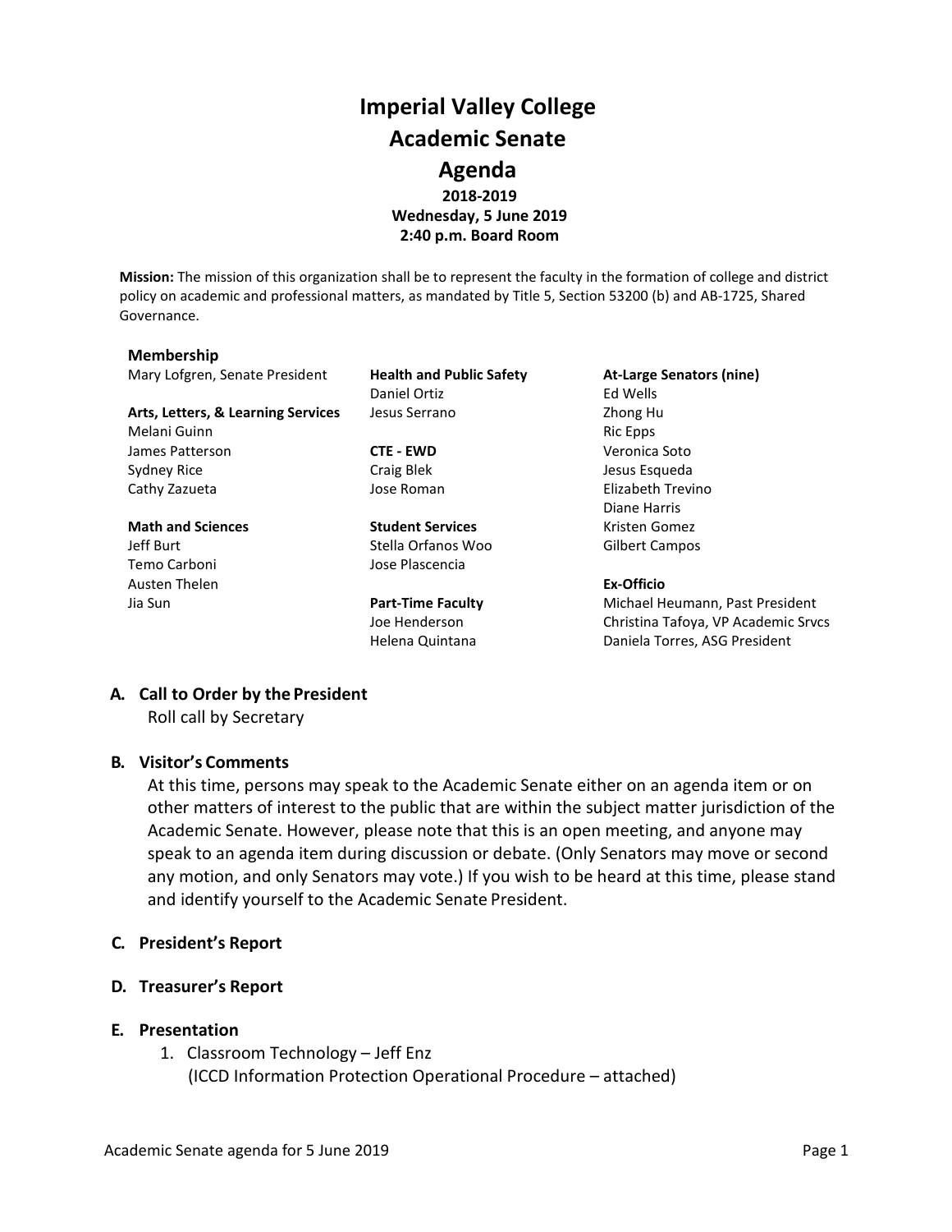# Imperial Valley College
# Academic Senate
# Agenda

**2018-2019**
**Wednesday, 5 June 2019**
**2:40 p.m. Board Room**

**Mission:** The mission of this organization shall be to represent the faculty in the formation of college and district policy on academic and professional matters, as mandated by Title 5, Section 53200 (b) and AB-1725, Shared Governance.

**Membership**

Mary Lofgren, Senate President

**Arts, Letters, & Learning Services**
Melani Guinn
James Patterson
Sydney Rice
Cathy Zazueta

**Math and Sciences**
Jeff Burt
Temo Carboni
Austen Thelen
Jia Sun

**Health and Public Safety**
Daniel Ortiz
Jesus Serrano

**CTE - EWD**
Craig Blek
Jose Roman

**Student Services**
Stella Orfanos Woo
Jose Plascencia

**Part-Time Faculty**
Joe Henderson
Helena Quintana

**At-Large Senators (nine)**
Ed Wells
Zhong Hu
Ric Epps
Veronica Soto
Jesus Esqueda
Elizabeth Trevino
Diane Harris
Kristen Gomez
Gilbert Campos

**Ex-Officio**
Michael Heumann, Past President
Christina Tafoya, VP Academic Srvcs
Daniela Torres, ASG President

## A. Call to Order by the President

Roll call by Secretary

## B. Visitor's Comments

At this time, persons may speak to the Academic Senate either on an agenda item or on other matters of interest to the public that are within the subject matter jurisdiction of the Academic Senate. However, please note that this is an open meeting, and anyone may speak to an agenda item during discussion or debate. (Only Senators may move or second any motion, and only Senators may vote.) If you wish to be heard at this time, please stand and identify yourself to the Academic Senate President.

## C. President's Report

## D. Treasurer's Report

## E. Presentation

1. Classroom Technology – Jeff Enz
   (ICCD Information Protection Operational Procedure – attached)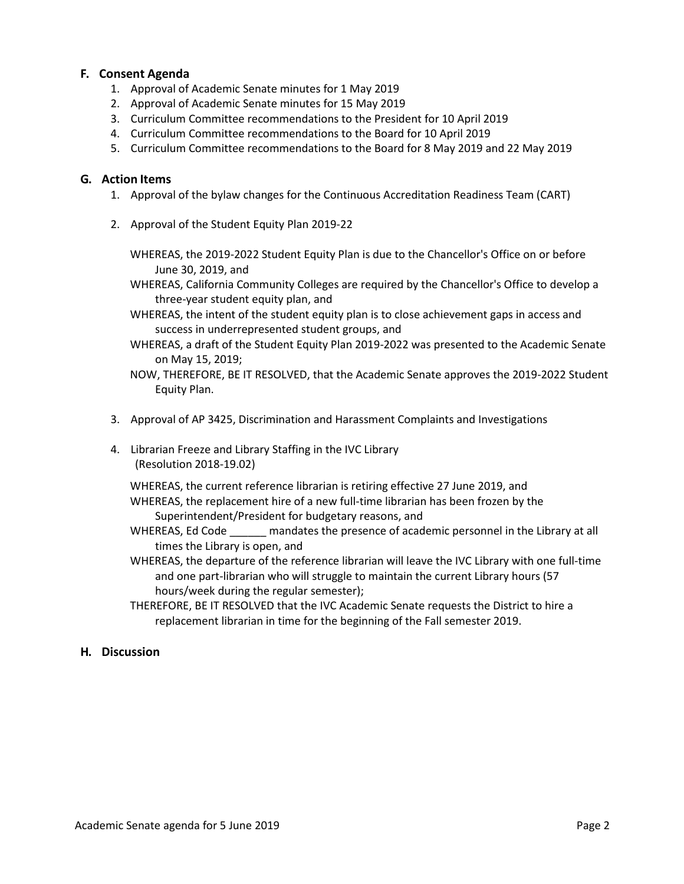## F. Consent Agenda

1. Approval of Academic Senate minutes for 1 May 2019
2. Approval of Academic Senate minutes for 15 May 2019
3. Curriculum Committee recommendations to the President for 10 April 2019
4. Curriculum Committee recommendations to the Board for 10 April 2019
5. Curriculum Committee recommendations to the Board for 8 May 2019 and 22 May 2019

## G. Action Items

1. Approval of the bylaw changes for the Continuous Accreditation Readiness Team (CART)

2. Approval of the Student Equity Plan 2019-22

   WHEREAS, the 2019-2022 Student Equity Plan is due to the Chancellor's Office on or before June 30, 2019, and
   WHEREAS, California Community Colleges are required by the Chancellor's Office to develop a three-year student equity plan, and
   WHEREAS, the intent of the student equity plan is to close achievement gaps in access and success in underrepresented student groups, and
   WHEREAS, a draft of the Student Equity Plan 2019-2022 was presented to the Academic Senate on May 15, 2019;
   NOW, THEREFORE, BE IT RESOLVED, that the Academic Senate approves the 2019-2022 Student Equity Plan.

3. Approval of AP 3425, Discrimination and Harassment Complaints and Investigations

4. Librarian Freeze and Library Staffing in the IVC Library
   (Resolution 2018-19.02)

   WHEREAS, the current reference librarian is retiring effective 27 June 2019, and
   WHEREAS, the replacement hire of a new full-time librarian has been frozen by the Superintendent/President for budgetary reasons, and
   WHEREAS, Ed Code ______ mandates the presence of academic personnel in the Library at all times the Library is open, and
   WHEREAS, the departure of the reference librarian will leave the IVC Library with one full-time and one part-librarian who will struggle to maintain the current Library hours (57 hours/week during the regular semester);
   THEREFORE, BE IT RESOLVED that the IVC Academic Senate requests the District to hire a replacement librarian in time for the beginning of the Fall semester 2019.

## H. Discussion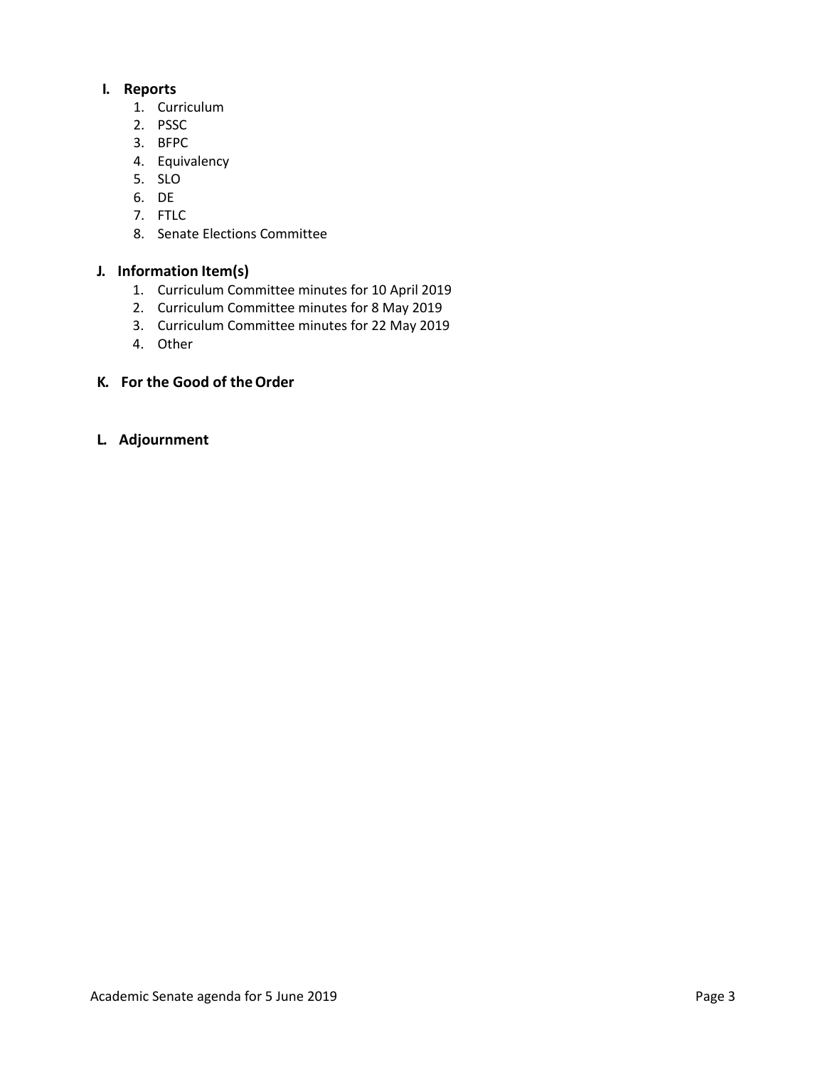## I. Reports

1. Curriculum
2. PSSC
3. BFPC
4. Equivalency
5. SLO
6. DE
7. FTLC
8. Senate Elections Committee

## J. Information Item(s)

1. Curriculum Committee minutes for 10 April 2019
2. Curriculum Committee minutes for 8 May 2019
3. Curriculum Committee minutes for 22 May 2019
4. Other

## K. For the Good of the Order

## L. Adjournment